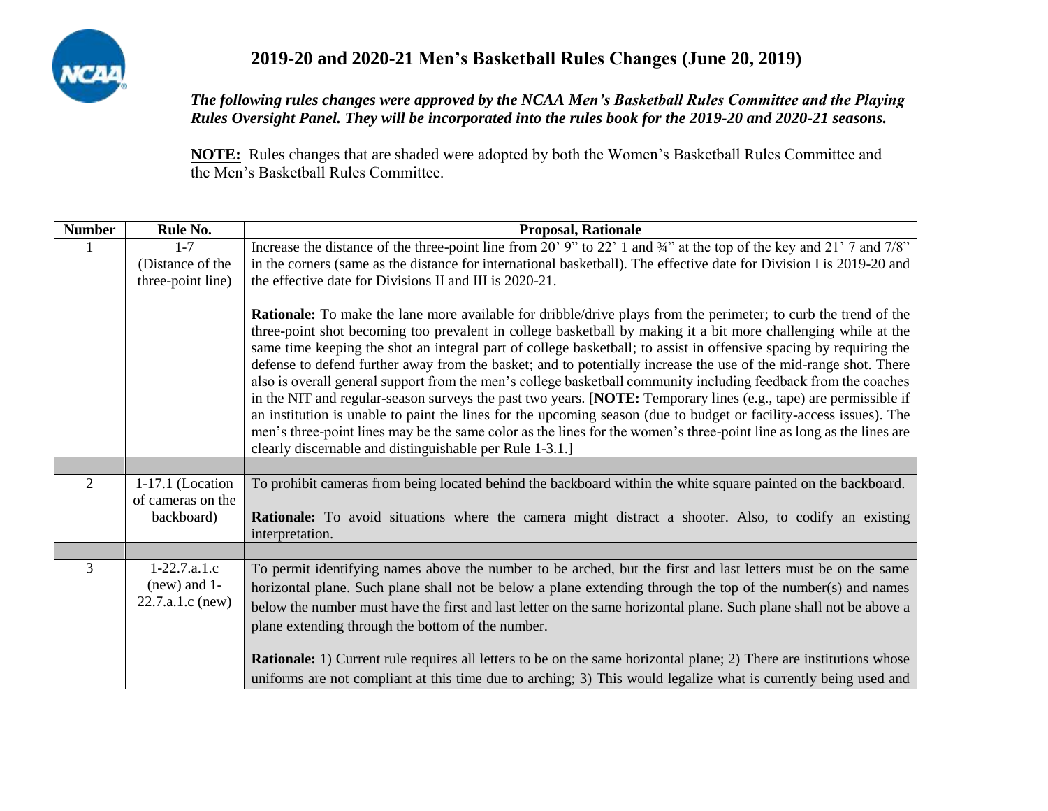# 2019-20 and 2020-21 Men's Basketball Rules Changes (June 20, 2019)

***The following rules changes were approved by the NCAA Men's Basketball Rules Committee and the Playing Rules Oversight Panel. They will be incorporated into the rules book for the 2019-20 and 2020-21 seasons.***

**NOTE:** Rules changes that are shaded were adopted by both the Women's Basketball Rules Committee and the Men's Basketball Rules Committee.

| Number | Rule No. | Proposal, Rationale |
|---|---|---|
| 1 | 1-7 (Distance of the three-point line) | Increase the distance of the three-point line from 20' 9" to 22' 1 and ¾" at the top of the key and 21' 7 and 7/8" in the corners (same as the distance for international basketball). The effective date for Division I is 2019-20 and the effective date for Divisions II and III is 2020-21.<br><br>**Rationale:** To make the lane more available for dribble/drive plays from the perimeter; to curb the trend of the three-point shot becoming too prevalent in college basketball by making it a bit more challenging while at the same time keeping the shot an integral part of college basketball; to assist in offensive spacing by requiring the defense to defend further away from the basket; and to potentially increase the use of the mid-range shot. There also is overall general support from the men's college basketball community including feedback from the coaches in the NIT and regular-season surveys the past two years. [**NOTE:** Temporary lines (e.g., tape) are permissible if an institution is unable to paint the lines for the upcoming season (due to budget or facility-access issues). The men's three-point lines may be the same color as the lines for the women's three-point line as long as the lines are clearly discernable and distinguishable per Rule 1-3.1.] |
| | | |
| 2 | 1-17.1 (Location of cameras on the backboard) | To prohibit cameras from being located behind the backboard within the white square painted on the backboard.<br><br>**Rationale:** To avoid situations where the camera might distract a shooter. Also, to codify an existing interpretation. |
| | | |
| 3 | 1-22.7.a.1.c (new) and 1-22.7.a.1.c (new) | To permit identifying names above the number to be arched, but the first and last letters must be on the same horizontal plane. Such plane shall not be below a plane extending through the top of the number(s) and names below the number must have the first and last letter on the same horizontal plane. Such plane shall not be above a plane extending through the bottom of the number.<br><br>**Rationale:** 1) Current rule requires all letters to be on the same horizontal plane; 2) There are institutions whose uniforms are not compliant at this time due to arching; 3) This would legalize what is currently being used and |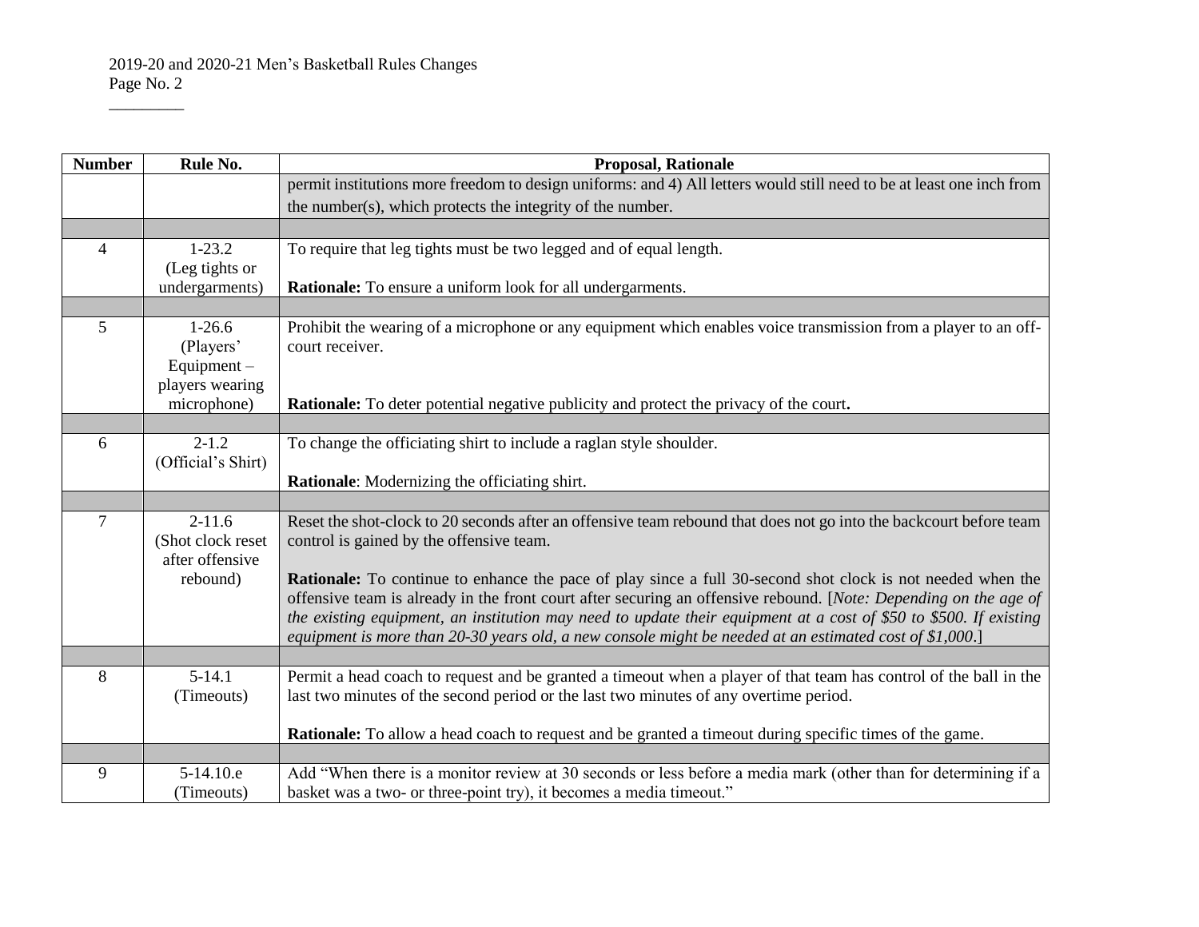| Number | Rule No. | Proposal, Rationale |
|---|---|---|
| | | permit institutions more freedom to design uniforms: and 4) All letters would still need to be at least one inch from the number(s), which protects the integrity of the number. |
| 4 | 1-23.2 (Leg tights or undergarments) | To require that leg tights must be two legged and of equal length.<br><br>**Rationale:** To ensure a uniform look for all undergarments. |
| 5 | 1-26.6 (Players' Equipment – players wearing microphone) | Prohibit the wearing of a microphone or any equipment which enables voice transmission from a player to an off-court receiver.<br><br>**Rationale:** To deter potential negative publicity and protect the privacy of the court**.** |
| 6 | 2-1.2 (Official's Shirt) | To change the officiating shirt to include a raglan style shoulder.<br><br>**Rationale**: Modernizing the officiating shirt. |
| 7 | 2-11.6 (Shot clock reset after offensive rebound) | Reset the shot-clock to 20 seconds after an offensive team rebound that does not go into the backcourt before team control is gained by the offensive team.<br><br>**Rationale:** To continue to enhance the pace of play since a full 30-second shot clock is not needed when the offensive team is already in the front court after securing an offensive rebound. [*Note: Depending on the age of the existing equipment, an institution may need to update their equipment at a cost of $50 to $500. If existing equipment is more than 20-30 years old, a new console might be needed at an estimated cost of $1,000*.] |
| 8 | 5-14.1 (Timeouts) | Permit a head coach to request and be granted a timeout when a player of that team has control of the ball in the last two minutes of the second period or the last two minutes of any overtime period.<br><br>**Rationale:** To allow a head coach to request and be granted a timeout during specific times of the game. |
| 9 | 5-14.10.e (Timeouts) | Add "When there is a monitor review at 30 seconds or less before a media mark (other than for determining if a basket was a two- or three-point try), it becomes a media timeout." |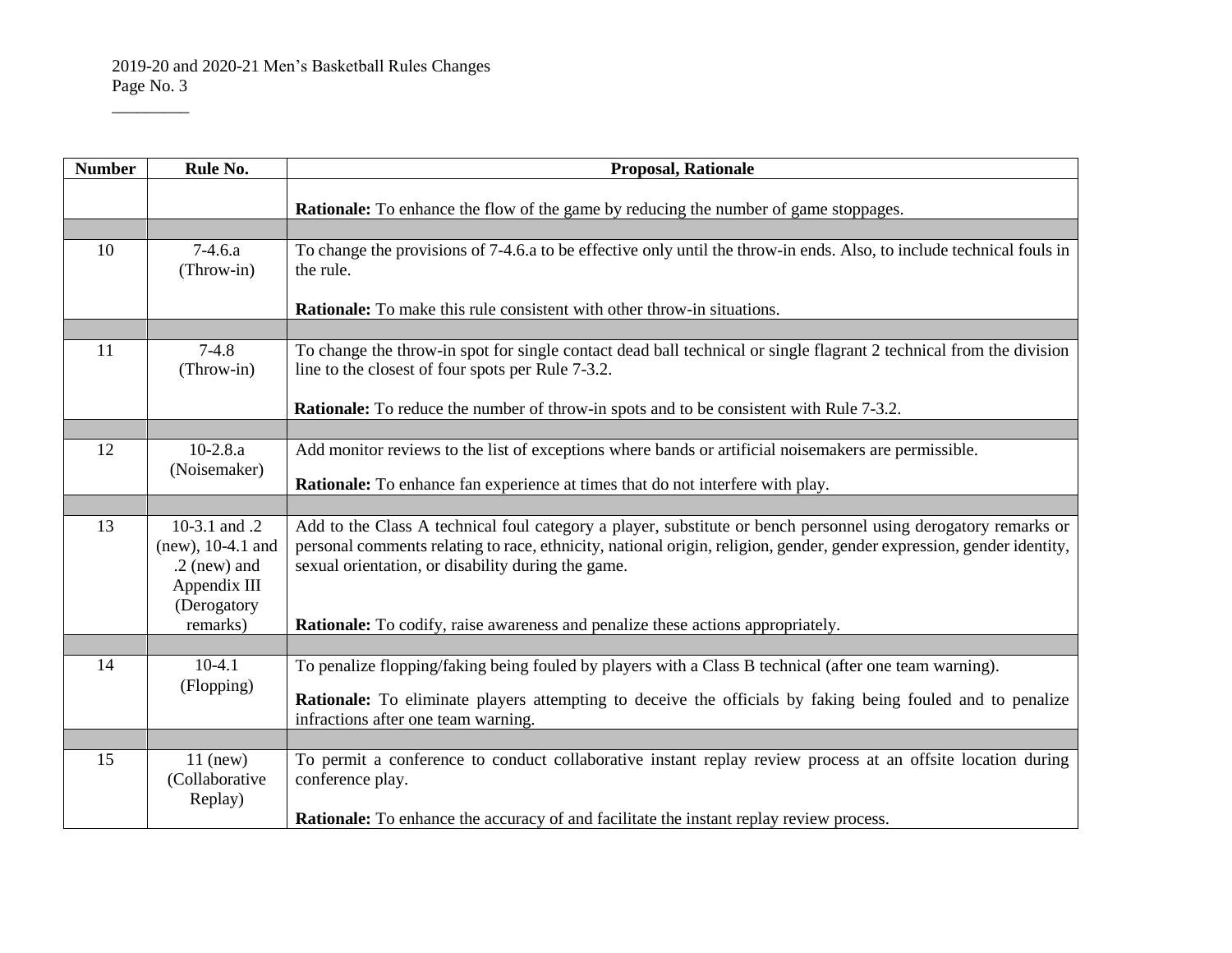| Number | Rule No. | Proposal, Rationale |
|---|---|---|
| | | **Rationale:** To enhance the flow of the game by reducing the number of game stoppages. |
| | | |
| 10 | 7-4.6.a (Throw-in) | To change the provisions of 7-4.6.a to be effective only until the throw-in ends. Also, to include technical fouls in the rule.<br><br>**Rationale:** To make this rule consistent with other throw-in situations. |
| | | |
| 11 | 7-4.8 (Throw-in) | To change the throw-in spot for single contact dead ball technical or single flagrant 2 technical from the division line to the closest of four spots per Rule 7-3.2.<br><br>**Rationale:** To reduce the number of throw-in spots and to be consistent with Rule 7-3.2. |
| | | |
| 12 | 10-2.8.a (Noisemaker) | Add monitor reviews to the list of exceptions where bands or artificial noisemakers are permissible.<br><br>**Rationale:** To enhance fan experience at times that do not interfere with play. |
| | | |
| 13 | 10-3.1 and .2 (new), 10-4.1 and .2 (new) and Appendix III (Derogatory remarks) | Add to the Class A technical foul category a player, substitute or bench personnel using derogatory remarks or personal comments relating to race, ethnicity, national origin, religion, gender, gender expression, gender identity, sexual orientation, or disability during the game.<br><br>**Rationale:** To codify, raise awareness and penalize these actions appropriately. |
| | | |
| 14 | 10-4.1 (Flopping) | To penalize flopping/faking being fouled by players with a Class B technical (after one team warning).<br><br>**Rationale:** To eliminate players attempting to deceive the officials by faking being fouled and to penalize infractions after one team warning. |
| | | |
| 15 | 11 (new) (Collaborative Replay) | To permit a conference to conduct collaborative instant replay review process at an offsite location during conference play.<br><br>**Rationale:** To enhance the accuracy of and facilitate the instant replay review process. |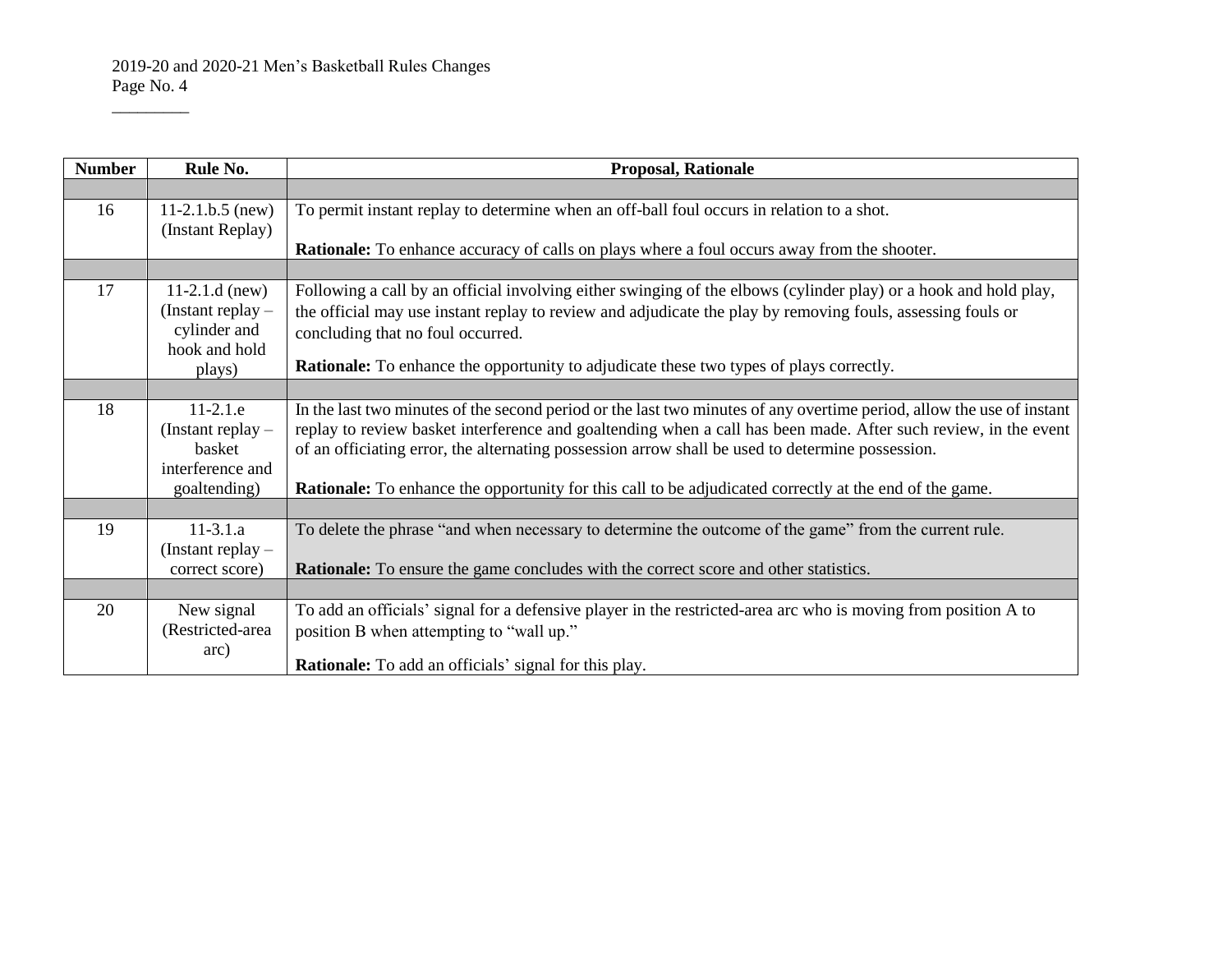| Number | Rule No. | Proposal, Rationale |
|---|---|---|
| | | |
| 16 | 11-2.1.b.5 (new) (Instant Replay) | To permit instant replay to determine when an off-ball foul occurs in relation to a shot.<br><br>**Rationale:** To enhance accuracy of calls on plays where a foul occurs away from the shooter. |
| | | |
| 17 | 11-2.1.d (new) (Instant replay – cylinder and hook and hold plays) | Following a call by an official involving either swinging of the elbows (cylinder play) or a hook and hold play, the official may use instant replay to review and adjudicate the play by removing fouls, assessing fouls or concluding that no foul occurred.<br><br>**Rationale:** To enhance the opportunity to adjudicate these two types of plays correctly. |
| | | |
| 18 | 11-2.1.e (Instant replay – basket interference and goaltending) | In the last two minutes of the second period or the last two minutes of any overtime period, allow the use of instant replay to review basket interference and goaltending when a call has been made. After such review, in the event of an officiating error, the alternating possession arrow shall be used to determine possession.<br><br>**Rationale:** To enhance the opportunity for this call to be adjudicated correctly at the end of the game. |
| | | |
| 19 | 11-3.1.a (Instant replay – correct score) | To delete the phrase "and when necessary to determine the outcome of the game" from the current rule.<br><br>**Rationale:** To ensure the game concludes with the correct score and other statistics. |
| | | |
| 20 | New signal (Restricted-area arc) | To add an officials' signal for a defensive player in the restricted-area arc who is moving from position A to position B when attempting to "wall up."<br><br>**Rationale:** To add an officials' signal for this play. |